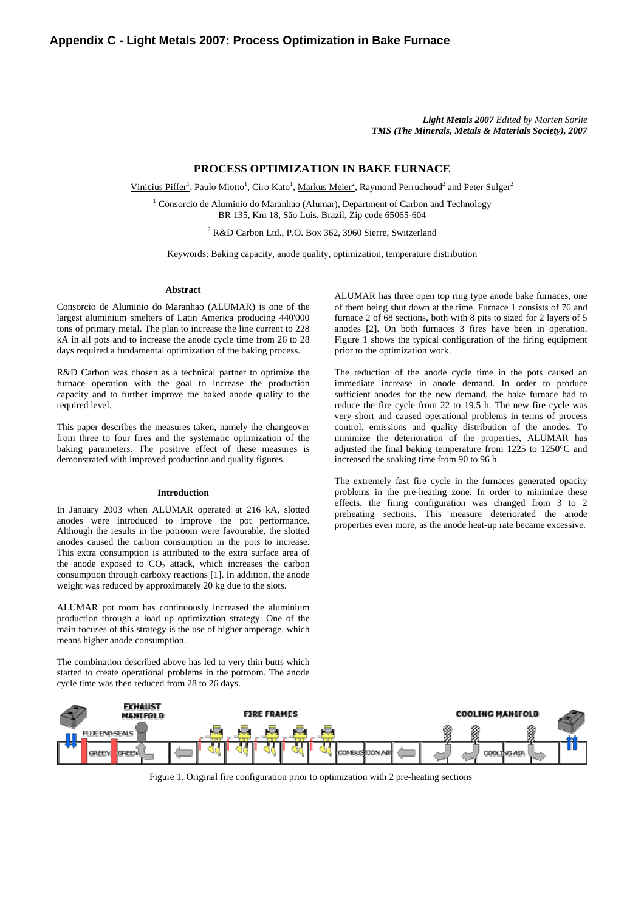## Appendix C - Light Metals 2007: Process Optimization in Bake Furnace

*Light Metals 2007 Edited by Morten Sorlie*
*TMS (The Minerals, Metals & Materials Society), 2007*

# PROCESS OPTIMIZATION IN BAKE FURNACE

Vinicius Piffer[1], Paulo Miotto[1], Ciro Kato[1], Markus Meier[2], Raymond Perruchoud[2] and Peter Sulger[2]

[1] Consorcio de Aluminio do Maranhao (Alumar), Department of Carbon and Technology
BR 135, Km 18, São Luis, Brazil, Zip code 65065-604

[2] R&D Carbon Ltd., P.O. Box 362, 3960 Sierre, Switzerland

Keywords: Baking capacity, anode quality, optimization, temperature distribution

### Abstract

Consorcio de Aluminio do Maranhao (ALUMAR) is one of the largest aluminium smelters of Latin America producing 440'000 tons of primary metal. The plan to increase the line current to 228 kA in all pots and to increase the anode cycle time from 26 to 28 days required a fundamental optimization of the baking process.

R&D Carbon was chosen as a technical partner to optimize the furnace operation with the goal to increase the production capacity and to further improve the baked anode quality to the required level.

This paper describes the measures taken, namely the changeover from three to four fires and the systematic optimization of the baking parameters. The positive effect of these measures is demonstrated with improved production and quality figures.

### Introduction

In January 2003 when ALUMAR operated at 216 kA, slotted anodes were introduced to improve the pot performance. Although the results in the potroom were favourable, the slotted anodes caused the carbon consumption in the pots to increase. This extra consumption is attributed to the extra surface area of the anode exposed to $CO_2$ attack, which increases the carbon consumption through carboxy reactions [1]. In addition, the anode weight was reduced by approximately 20 kg due to the slots.

ALUMAR pot room has continuously increased the aluminium production through a load up optimization strategy. One of the main focuses of this strategy is the use of higher amperage, which means higher anode consumption.

The combination described above has led to very thin butts which started to create operational problems in the potroom. The anode cycle time was then reduced from 28 to 26 days.

ALUMAR has three open top ring type anode bake furnaces, one of them being shut down at the time. Furnace 1 consists of 76 and furnace 2 of 68 sections, both with 8 pits to sized for 2 layers of 5 anodes [2]. On both furnaces 3 fires have been in operation. Figure 1 shows the typical configuration of the firing equipment prior to the optimization work.

The reduction of the anode cycle time in the pots caused an immediate increase in anode demand. In order to produce sufficient anodes for the new demand, the bake furnace had to reduce the fire cycle from 22 to 19.5 h. The new fire cycle was very short and caused operational problems in terms of process control, emissions and quality distribution of the anodes. To minimize the deterioration of the properties, ALUMAR has adjusted the final baking temperature from 1225 to 1250°C and increased the soaking time from 90 to 96 h.

The extremely fast fire cycle in the furnaces generated opacity problems in the pre-heating zone. In order to minimize these effects, the firing configuration was changed from 3 to 2 preheating sections. This measure deteriorated the anode properties even more, as the anode heat-up rate became excessive.

Figure 1. Original fire configuration prior to optimization with 2 pre-heating sections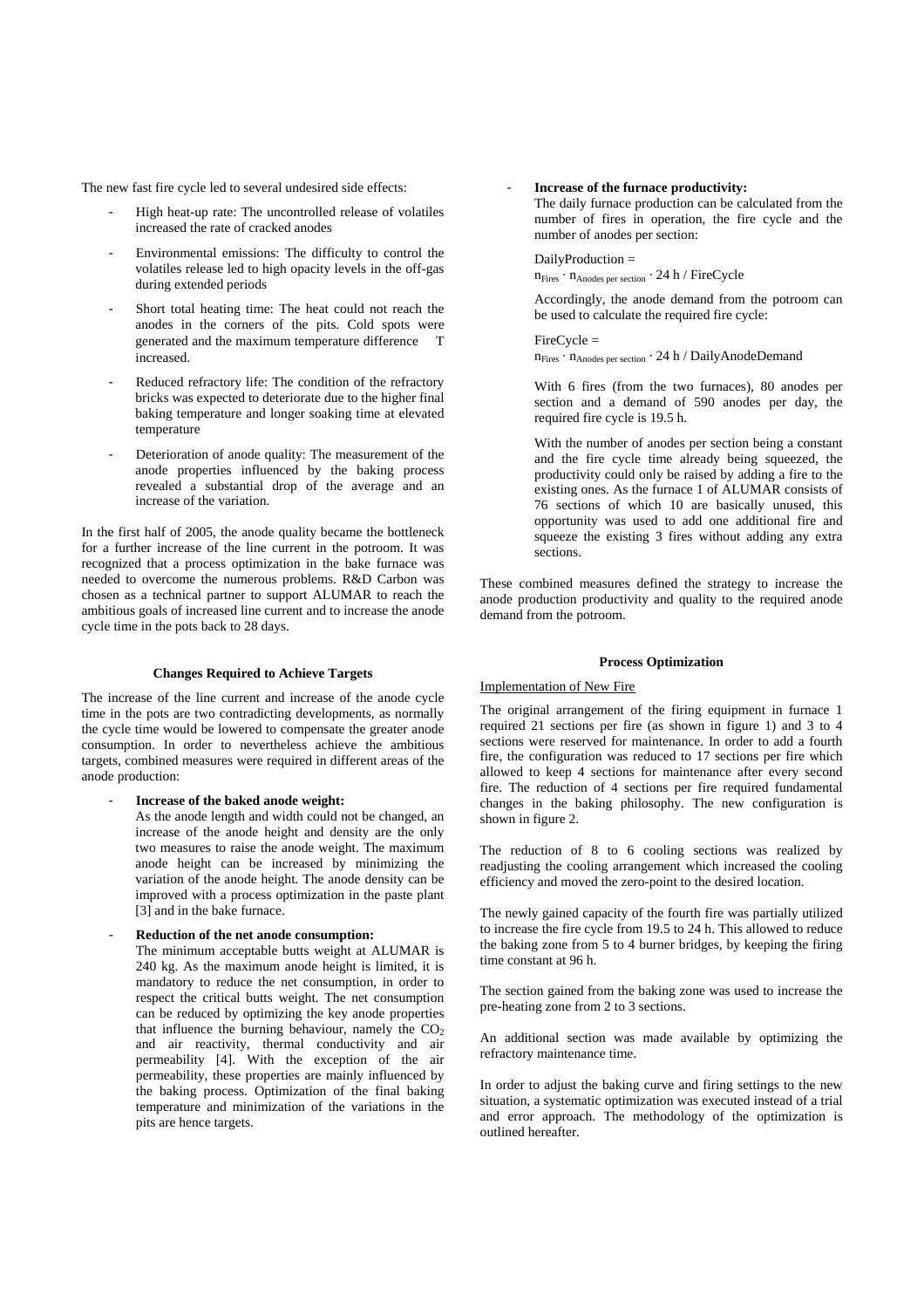The new fast fire cycle led to several undesired side effects:

- High heat-up rate: The uncontrolled release of volatiles increased the rate of cracked anodes
- Environmental emissions: The difficulty to control the volatiles release led to high opacity levels in the off-gas during extended periods
- Short total heating time: The heat could not reach the anodes in the corners of the pits. Cold spots were generated and the maximum temperature difference T increased.
- Reduced refractory life: The condition of the refractory bricks was expected to deteriorate due to the higher final baking temperature and longer soaking time at elevated temperature
- Deterioration of anode quality: The measurement of the anode properties influenced by the baking process revealed a substantial drop of the average and an increase of the variation.

In the first half of 2005, the anode quality became the bottleneck for a further increase of the line current in the potroom. It was recognized that a process optimization in the bake furnace was needed to overcome the numerous problems. R&D Carbon was chosen as a technical partner to support ALUMAR to reach the ambitious goals of increased line current and to increase the anode cycle time in the pots back to 28 days.

## Changes Required to Achieve Targets

The increase of the line current and increase of the anode cycle time in the pots are two contradicting developments, as normally the cycle time would be lowered to compensate the greater anode consumption. In order to nevertheless achieve the ambitious targets, combined measures were required in different areas of the anode production:

- **Increase of the baked anode weight:**
  As the anode length and width could not be changed, an increase of the anode height and density are the only two measures to raise the anode weight. The maximum anode height can be increased by minimizing the variation of the anode height. The anode density can be improved with a process optimization in the paste plant [3] and in the bake furnace.

- **Reduction of the net anode consumption:**
  The minimum acceptable butts weight at ALUMAR is 240 kg. As the maximum anode height is limited, it is mandatory to reduce the net consumption, in order to respect the critical butts weight. The net consumption can be reduced by optimizing the key anode properties that influence the burning behaviour, namely the $CO_2$ and air reactivity, thermal conductivity and air permeability [4]. With the exception of the air permeability, these properties are mainly influenced by the baking process. Optimization of the final baking temperature and minimization of the variations in the pits are hence targets.

- **Increase of the furnace productivity:**
  The daily furnace production can be calculated from the number of fires in operation, the fire cycle and the number of anodes per section:

  $$\text{DailyProduction} = n_{Fires} \cdot n_{Anodes\ per\ section} \cdot 24\ \text{h} / \text{FireCycle}$$

  Accordingly, the anode demand from the potroom can be used to calculate the required fire cycle:

  $$\text{FireCycle} = n_{Fires} \cdot n_{Anodes\ per\ section} \cdot 24\ \text{h} / \text{DailyAnodeDemand}$$

  With 6 fires (from the two furnaces), 80 anodes per section and a demand of 590 anodes per day, the required fire cycle is 19.5 h.

  With the number of anodes per section being a constant and the fire cycle time already being squeezed, the productivity could only be raised by adding a fire to the existing ones. As the furnace 1 of ALUMAR consists of 76 sections of which 10 are basically unused, this opportunity was used to add one additional fire and squeeze the existing 3 fires without adding any extra sections.

These combined measures defined the strategy to increase the anode production productivity and quality to the required anode demand from the potroom.

## Process Optimization

### Implementation of New Fire

The original arrangement of the firing equipment in furnace 1 required 21 sections per fire (as shown in figure 1) and 3 to 4 sections were reserved for maintenance. In order to add a fourth fire, the configuration was reduced to 17 sections per fire which allowed to keep 4 sections for maintenance after every second fire. The reduction of 4 sections per fire required fundamental changes in the baking philosophy. The new configuration is shown in figure 2.

The reduction of 8 to 6 cooling sections was realized by readjusting the cooling arrangement which increased the cooling efficiency and moved the zero-point to the desired location.

The newly gained capacity of the fourth fire was partially utilized to increase the fire cycle from 19.5 to 24 h. This allowed to reduce the baking zone from 5 to 4 burner bridges, by keeping the firing time constant at 96 h.

The section gained from the baking zone was used to increase the pre-heating zone from 2 to 3 sections.

An additional section was made available by optimizing the refractory maintenance time.

In order to adjust the baking curve and firing settings to the new situation, a systematic optimization was executed instead of a trial and error approach. The methodology of the optimization is outlined hereafter.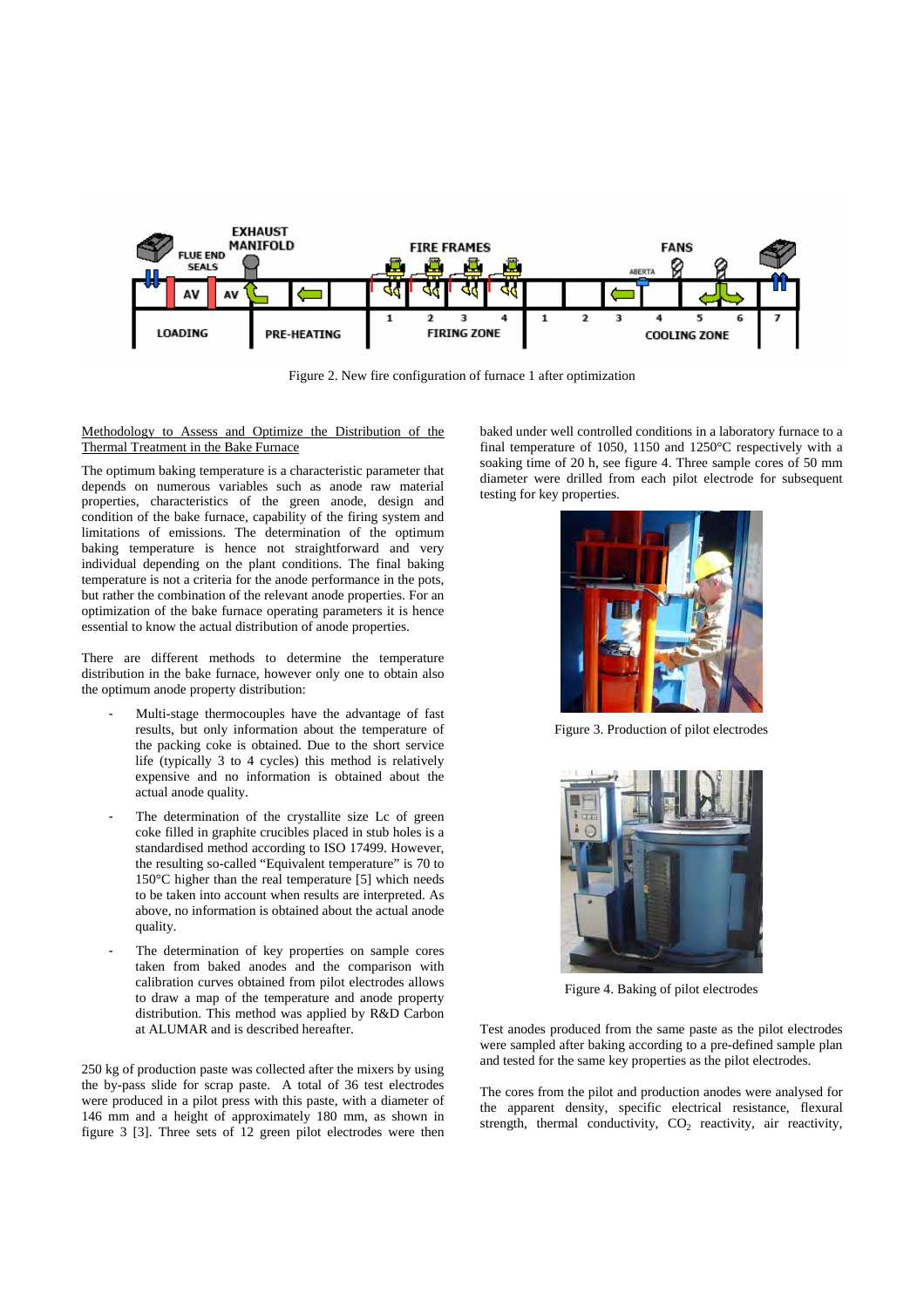Figure 2. New fire configuration of furnace 1 after optimization

Methodology to Assess and Optimize the Distribution of the Thermal Treatment in the Bake Furnace

The optimum baking temperature is a characteristic parameter that depends on numerous variables such as anode raw material properties, characteristics of the green anode, design and condition of the bake furnace, capability of the firing system and limitations of emissions. The determination of the optimum baking temperature is hence not straightforward and very individual depending on the plant conditions. The final baking temperature is not a criteria for the anode performance in the pots, but rather the combination of the relevant anode properties. For an optimization of the bake furnace operating parameters it is hence essential to know the actual distribution of anode properties.

There are different methods to determine the temperature distribution in the bake furnace, however only one to obtain also the optimum anode property distribution:

- Multi-stage thermocouples have the advantage of fast results, but only information about the temperature of the packing coke is obtained. Due to the short service life (typically 3 to 4 cycles) this method is relatively expensive and no information is obtained about the actual anode quality.
- The determination of the crystallite size Lc of green coke filled in graphite crucibles placed in stub holes is a standardised method according to ISO 17499. However, the resulting so-called "Equivalent temperature" is 70 to 150°C higher than the real temperature [5] which needs to be taken into account when results are interpreted. As above, no information is obtained about the actual anode quality.
- The determination of key properties on sample cores taken from baked anodes and the comparison with calibration curves obtained from pilot electrodes allows to draw a map of the temperature and anode property distribution. This method was applied by R&D Carbon at ALUMAR and is described hereafter.

250 kg of production paste was collected after the mixers by using the by-pass slide for scrap paste. A total of 36 test electrodes were produced in a pilot press with this paste, with a diameter of 146 mm and a height of approximately 180 mm, as shown in figure 3 [3]. Three sets of 12 green pilot electrodes were then baked under well controlled conditions in a laboratory furnace to a final temperature of 1050, 1150 and 1250°C respectively with a soaking time of 20 h, see figure 4. Three sample cores of 50 mm diameter were drilled from each pilot electrode for subsequent testing for key properties.

Figure 3. Production of pilot electrodes

Figure 4. Baking of pilot electrodes

Test anodes produced from the same paste as the pilot electrodes were sampled after baking according to a pre-defined sample plan and tested for the same key properties as the pilot electrodes.

The cores from the pilot and production anodes were analysed for the apparent density, specific electrical resistance, flexural strength, thermal conductivity, $CO_2$ reactivity, air reactivity,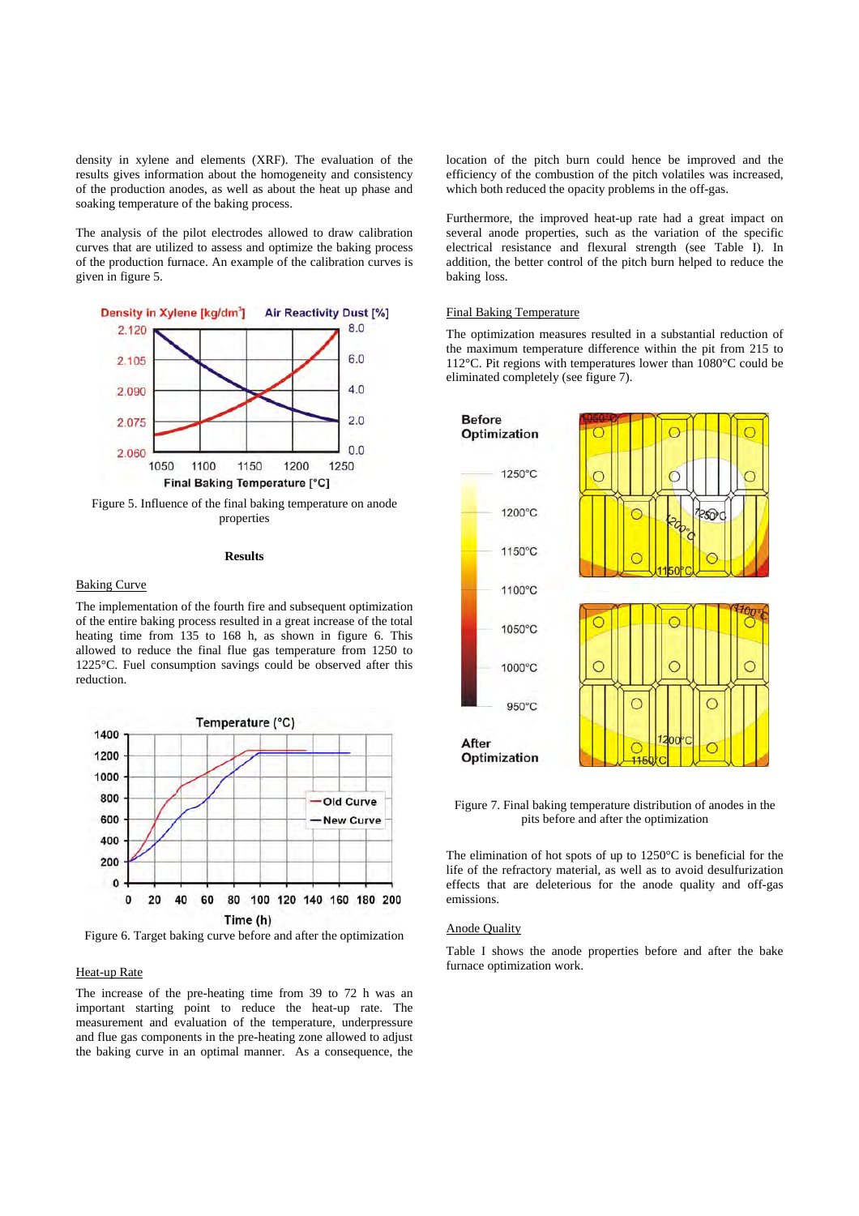density in xylene and elements (XRF). The evaluation of the results gives information about the homogeneity and consistency of the production anodes, as well as about the heat up phase and soaking temperature of the baking process.

The analysis of the pilot electrodes allowed to draw calibration curves that are utilized to assess and optimize the baking process of the production furnace. An example of the calibration curves is given in figure 5.

Figure 5. Influence of the final baking temperature on anode properties

## Results

### Baking Curve

The implementation of the fourth fire and subsequent optimization of the entire baking process resulted in a great increase of the total heating time from 135 to 168 h, as shown in figure 6. This allowed to reduce the final flue gas temperature from 1250 to 1225°C. Fuel consumption savings could be observed after this reduction.

Figure 6. Target baking curve before and after the optimization

### Heat-up Rate

The increase of the pre-heating time from 39 to 72 h was an important starting point to reduce the heat-up rate. The measurement and evaluation of the temperature, underpressure and flue gas components in the pre-heating zone allowed to adjust the baking curve in an optimal manner. As a consequence, the location of the pitch burn could hence be improved and the efficiency of the combustion of the pitch volatiles was increased, which both reduced the opacity problems in the off-gas.

Furthermore, the improved heat-up rate had a great impact on several anode properties, such as the variation of the specific electrical resistance and flexural strength (see Table I). In addition, the better control of the pitch burn helped to reduce the baking loss.

### Final Baking Temperature

The optimization measures resulted in a substantial reduction of the maximum temperature difference within the pit from 215 to 112°C. Pit regions with temperatures lower than 1080°C could be eliminated completely (see figure 7).

Figure 7. Final baking temperature distribution of anodes in the pits before and after the optimization

The elimination of hot spots of up to 1250°C is beneficial for the life of the refractory material, as well as to avoid desulfurization effects that are deleterious for the anode quality and off-gas emissions.

### Anode Quality

Table I shows the anode properties before and after the bake furnace optimization work.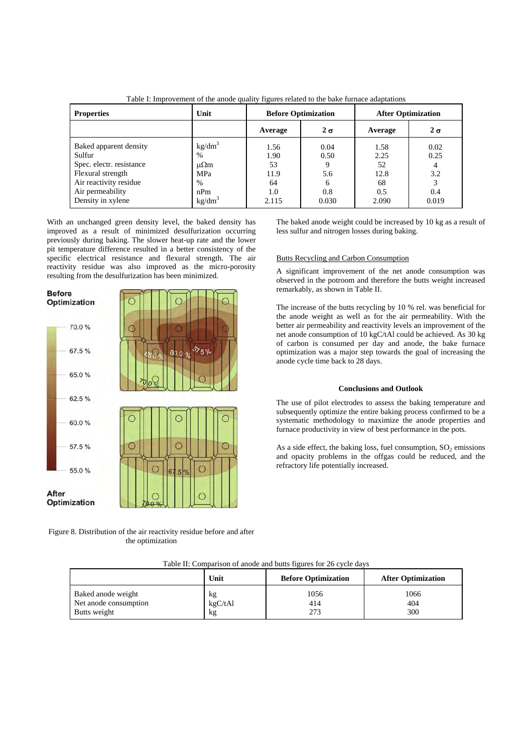Table I: Improvement of the anode quality figures related to the bake furnace adaptations

| Properties | Unit | Before Optimization | | After Optimization | |
|---|---|---|---|---|---|
| | | Average | 2 σ | Average | 2 σ |
| Baked apparent density | $kg/dm^3$ | 1.56 | 0.04 | 1.58 | 0.02 |
| Sulfur | % | 1.90 | 0.50 | 2.25 | 0.25 |
| Spec. electr. resistance | μΩm | 53 | 9 | 52 | 4 |
| Flexural strength | MPa | 11.9 | 5.6 | 12.8 | 3.2 |
| Air reactivity residue | % | 64 | 6 | 68 | 3 |
| Air permeability | nPm | 1.0 | 0.8 | 0.5 | 0.4 |
| Density in xylene | $kg/dm^3$ | 2.115 | 0.030 | 2.090 | 0.019 |

With an unchanged green density level, the baked density has improved as a result of minimized desulfurization occurring previously during baking. The slower heat-up rate and the lower pit temperature difference resulted in a better consistency of the specific electrical resistance and flexural strength. The air reactivity residue was also improved as the micro-porosity resulting from the desulfurization has been minimized.

Figure 8. Distribution of the air reactivity residue before and after the optimization

The baked anode weight could be increased by 10 kg as a result of less sulfur and nitrogen losses during baking.

Butts Recycling and Carbon Consumption

A significant improvement of the net anode consumption was observed in the potroom and therefore the butts weight increased remarkably, as shown in Table II.

The increase of the butts recycling by 10 % rel. was beneficial for the anode weight as well as for the air permeability. With the better air permeability and reactivity levels an improvement of the net anode consumption of 10 kgC/tAl could be achieved. As 30 kg of carbon is consumed per day and anode, the bake furnace optimization was a major step towards the goal of increasing the anode cycle time back to 28 days.

### Conclusions and Outlook

The use of pilot electrodes to assess the baking temperature and subsequently optimize the entire baking process confirmed to be a systematic methodology to maximize the anode properties and furnace productivity in view of best performance in the pots.

As a side effect, the baking loss, fuel consumption, $SO_2$ emissions and opacity problems in the offgas could be reduced, and the refractory life potentially increased.

Table II: Comparison of anode and butts figures for 26 cycle days

| | Unit | Before Optimization | After Optimization |
|---|---|---|---|
| Baked anode weight | kg | 1056 | 1066 |
| Net anode consumption | kgC/tAl | 414 | 404 |
| Butts weight | kg | 273 | 300 |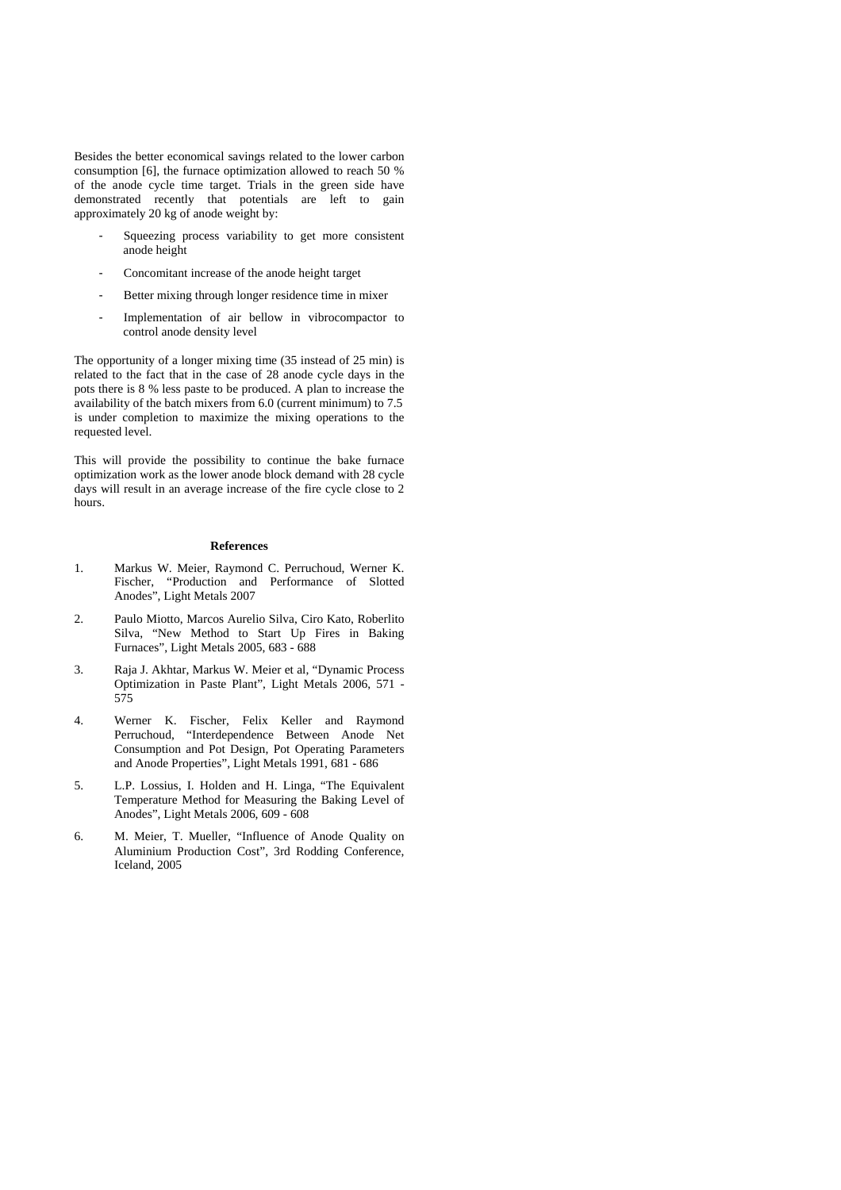Besides the better economical savings related to the lower carbon consumption [6], the furnace optimization allowed to reach 50 % of the anode cycle time target. Trials in the green side have demonstrated recently that potentials are left to gain approximately 20 kg of anode weight by:

- Squeezing process variability to get more consistent anode height
- Concomitant increase of the anode height target
- Better mixing through longer residence time in mixer
- Implementation of air bellow in vibrocompactor to control anode density level

The opportunity of a longer mixing time (35 instead of 25 min) is related to the fact that in the case of 28 anode cycle days in the pots there is 8 % less paste to be produced. A plan to increase the availability of the batch mixers from 6.0 (current minimum) to 7.5 is under completion to maximize the mixing operations to the requested level.

This will provide the possibility to continue the bake furnace optimization work as the lower anode block demand with 28 cycle days will result in an average increase of the fire cycle close to 2 hours.

## References

1. Markus W. Meier, Raymond C. Perruchoud, Werner K. Fischer, "Production and Performance of Slotted Anodes", Light Metals 2007
2. Paulo Miotto, Marcos Aurelio Silva, Ciro Kato, Roberlito Silva, "New Method to Start Up Fires in Baking Furnaces", Light Metals 2005, 683 - 688
3. Raja J. Akhtar, Markus W. Meier et al, "Dynamic Process Optimization in Paste Plant", Light Metals 2006, 571 - 575
4. Werner K. Fischer, Felix Keller and Raymond Perruchoud, "Interdependence Between Anode Net Consumption and Pot Design, Pot Operating Parameters and Anode Properties", Light Metals 1991, 681 - 686
5. L.P. Lossius, I. Holden and H. Linga, "The Equivalent Temperature Method for Measuring the Baking Level of Anodes", Light Metals 2006, 609 - 608
6. M. Meier, T. Mueller, "Influence of Anode Quality on Aluminium Production Cost", 3rd Rodding Conference, Iceland, 2005